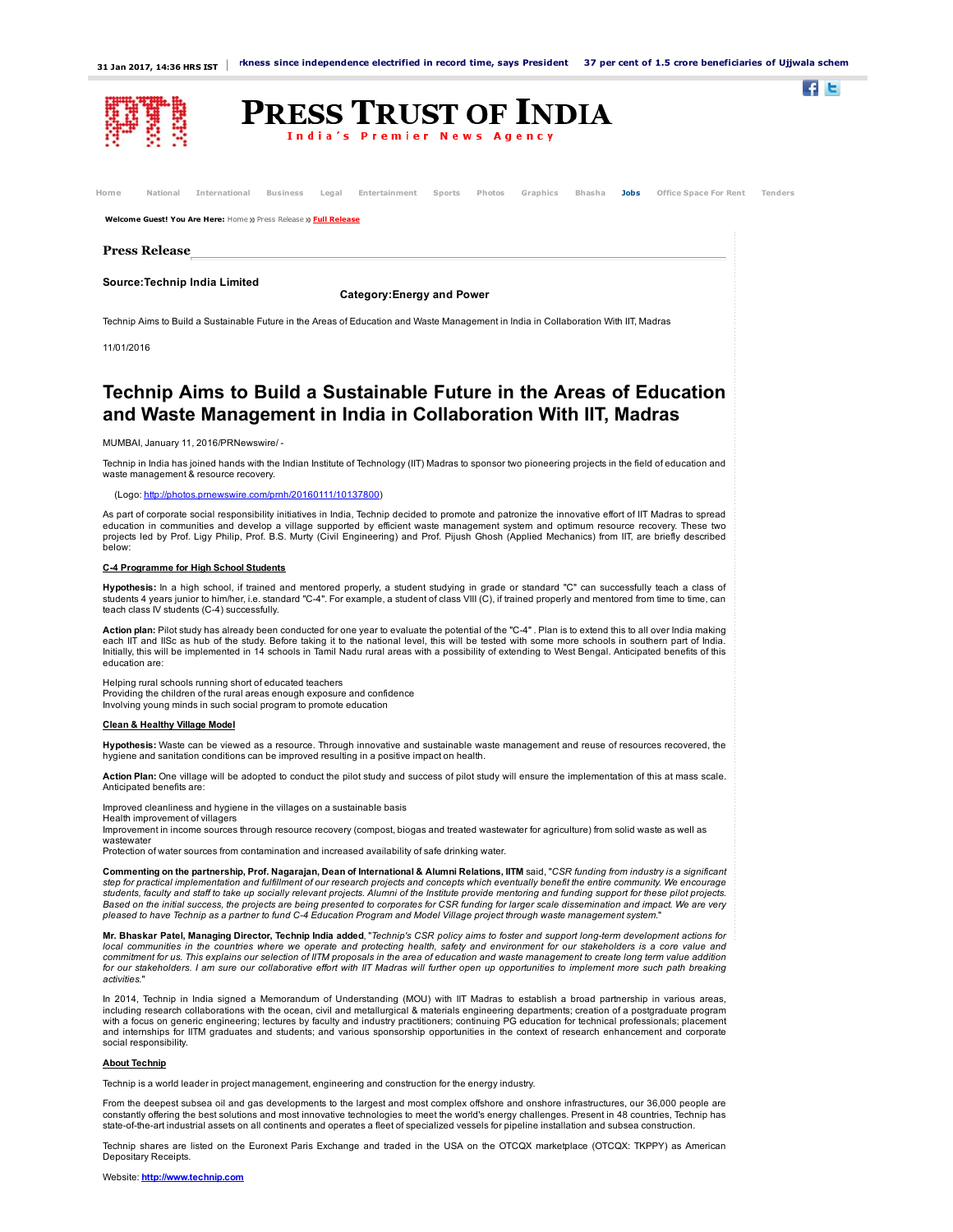31 Jan 2017, 14:36 HRS IST | rkness since independence electrified in record time, says President   37 per cent of 1.5 crore beneficiaries of Ujjwala schem

# PRESS TRUST OF INDIA

India's Premier News Agency

Home   National   International   Business   Legal   Entertainment   Sports   Photos   Graphics   Bhasha   Jobs   Office Space For Rent   Tenders

**Welcome Guest! You Are Here:** Home » Press Release » Full Release

## Press Release

**Source:Technip India Limited**

**Category:Energy and Power**

Technip Aims to Build a Sustainable Future in the Areas of Education and Waste Management in India in Collaboration With IIT, Madras

11/01/2016

# Technip Aims to Build a Sustainable Future in the Areas of Education and Waste Management in India in Collaboration With IIT, Madras

MUMBAI, January 11, 2016/PRNewswire/ -

Technip in India has joined hands with the Indian Institute of Technology (IIT) Madras to sponsor two pioneering projects in the field of education and waste management & resource recovery.

(Logo: http://photos.prnewswire.com/prnh/20160111/10137800)

As part of corporate social responsibility initiatives in India, Technip decided to promote and patronize the innovative effort of IIT Madras to spread education in communities and develop a village supported by efficient waste management system and optimum resource recovery. These two projects led by Prof. Ligy Philip, Prof. B.S. Murty (Civil Engineering) and Prof. Pijush Ghosh (Applied Mechanics) from IIT, are briefly described below:

**C-4 Programme for High School Students**

**Hypothesis:** In a high school, if trained and mentored properly, a student studying in grade or standard "C" can successfully teach a class of students 4 years junior to him/her, i.e. standard "C-4". For example, a student of class VIII (C), if trained properly and mentored from time to time, can teach class IV students (C-4) successfully.

**Action plan:** Pilot study has already been conducted for one year to evaluate the potential of the "C-4" . Plan is to extend this to all over India making each IIT and IISc as hub of the study. Before taking it to the national level, this will be tested with some more schools in southern part of India. Initially, this will be implemented in 14 schools in Tamil Nadu rural areas with a possibility of extending to West Bengal. Anticipated benefits of this education are:

Helping rural schools running short of educated teachers
Providing the children of the rural areas enough exposure and confidence
Involving young minds in such social program to promote education

**Clean & Healthy Village Model**

**Hypothesis:** Waste can be viewed as a resource. Through innovative and sustainable waste management and reuse of resources recovered, the hygiene and sanitation conditions can be improved resulting in a positive impact on health.

**Action Plan:** One village will be adopted to conduct the pilot study and success of pilot study will ensure the implementation of this at mass scale. Anticipated benefits are:

Improved cleanliness and hygiene in the villages on a sustainable basis
Health improvement of villagers
Improvement in income sources through resource recovery (compost, biogas and treated wastewater for agriculture) from solid waste as well as wastewater
Protection of water sources from contamination and increased availability of safe drinking water.

**Commenting on the partnership, Prof. Nagarajan, Dean of International & Alumni Relations, IITM** said, "*CSR funding from industry is a significant step for practical implementation and fulfillment of our research projects and concepts which eventually benefit the entire community. We encourage students, faculty and staff to take up socially relevant projects. Alumni of the Institute provide mentoring and funding support for these pilot projects. Based on the initial success, the projects are being presented to corporates for CSR funding for larger scale dissemination and impact. We are very pleased to have Technip as a partner to fund C-4 Education Program and Model Village project through waste management system.*"

**Mr. Bhaskar Patel, Managing Director, Technip India added**, "*Technip's CSR policy aims to foster and support long-term development actions for local communities in the countries where we operate and protecting health, safety and environment for our stakeholders is a core value and commitment for us. This explains our selection of IITM proposals in the area of education and waste management to create long term value addition for our stakeholders. I am sure our collaborative effort with IIT Madras will further open up opportunities to implement more such path breaking activities.*"

In 2014, Technip in India signed a Memorandum of Understanding (MOU) with IIT Madras to establish a broad partnership in various areas, including research collaborations with the ocean, civil and metallurgical & materials engineering departments; creation of a postgraduate program with a focus on generic engineering; lectures by faculty and industry practitioners; continuing PG education for technical professionals; placement and internships for IITM graduates and students; and various sponsorship opportunities in the context of research enhancement and corporate social responsibility.

**About Technip**

Technip is a world leader in project management, engineering and construction for the energy industry.

From the deepest subsea oil and gas developments to the largest and most complex offshore and onshore infrastructures, our 36,000 people are constantly offering the best solutions and most innovative technologies to meet the world's energy challenges. Present in 48 countries, Technip has state-of-the-art industrial assets on all continents and operates a fleet of specialized vessels for pipeline installation and subsea construction.

Technip shares are listed on the Euronext Paris Exchange and traded in the USA on the OTCQX marketplace (OTCQX: TKPPY) as American Depositary Receipts.

Website: **http://www.technip.com**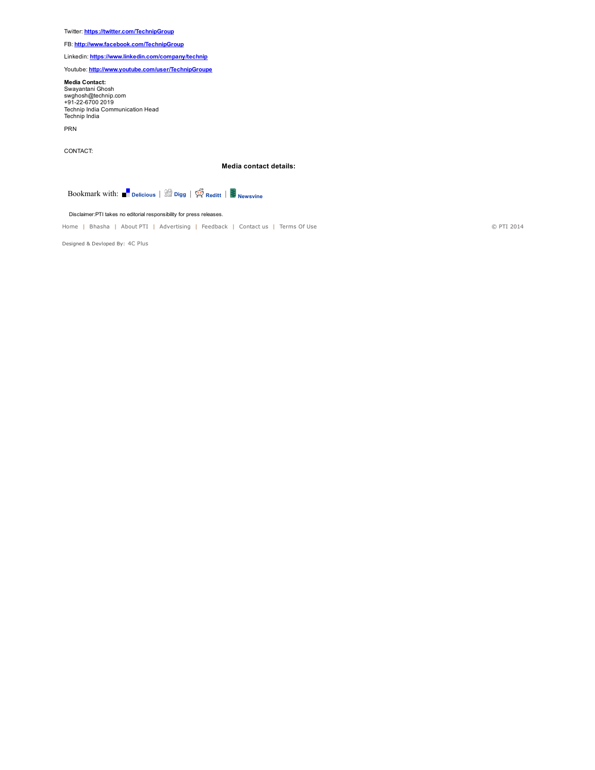Twitter: [https://twitter.com/TechnipGroup](https://twitter.com/TechnipGroup)

FB: [http://www.facebook.com/TechnipGroup](http://www.facebook.com/TechnipGroup)

Linkedin: [https://www.linkedin.com/company/technip](https://www.linkedin.com/company/technip)

Youtube: [http://www.youtube.com/user/TechnipGroupe](http://www.youtube.com/user/TechnipGroupe)

**Media Contact:**
Swayantani Ghosh
swghosh@technip.com
+91-22-6700 2019
Technip India Communication Head
Technip India

PRN

CONTACT:

**Media contact details:**

Bookmark with: Delicious | Digg | Reditt | Newsvine

Disclaimer:PTI takes no editorial responsibility for press releases.

Home | Bhasha | About PTI | Advertising | Feedback | Contact us | Terms Of Use

© PTI 2014

Designed & Devloped By: 4C Plus